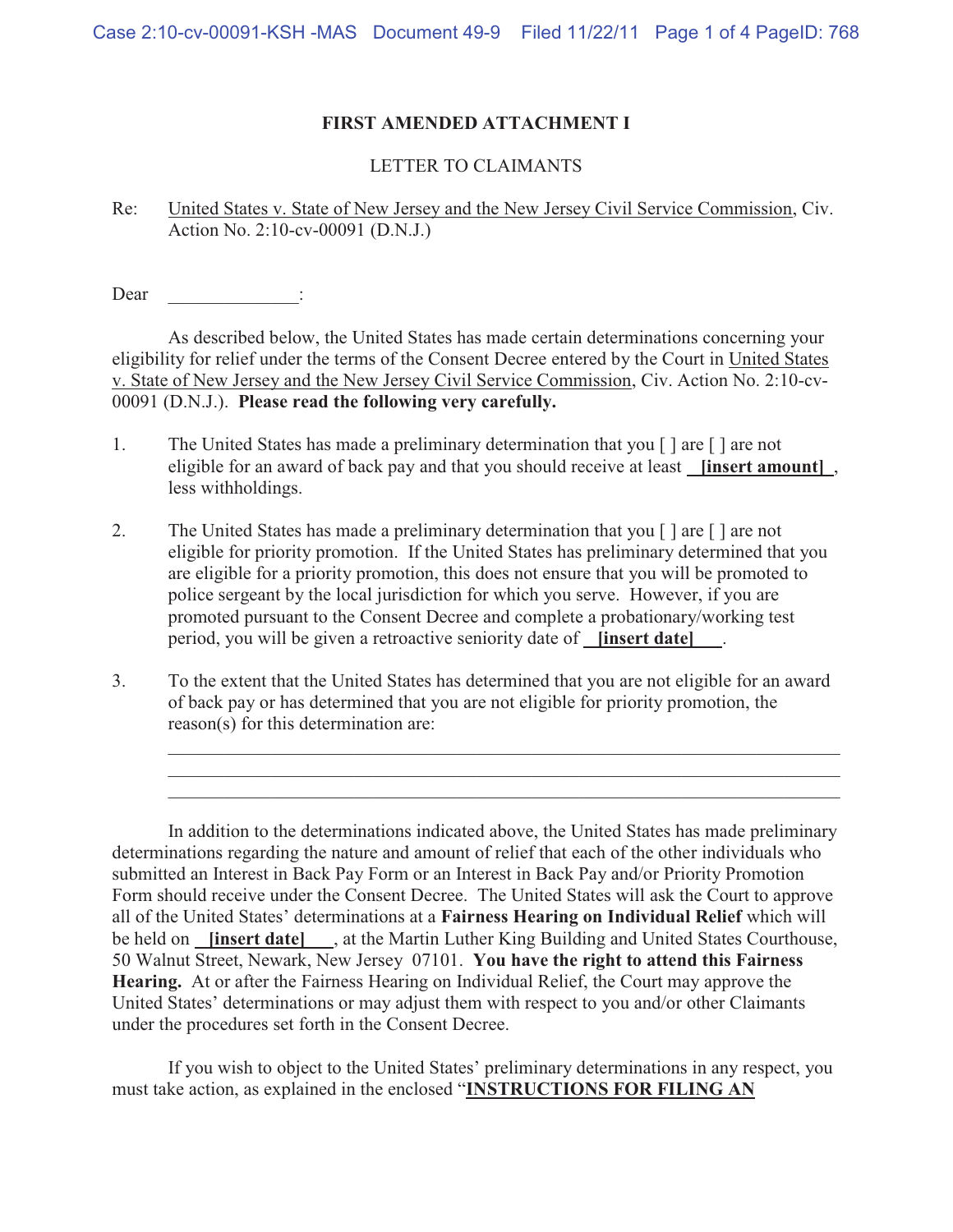**FIRST AMENDED ATTACHMENT I**

LETTER TO CLAIMANTS

Re: United States v. State of New Jersey and the New Jersey Civil Service Commission, Civ. Action No. 2:10-cv-00091 (D.N.J.)

Dear ______________:

As described below, the United States has made certain determinations concerning your eligibility for relief under the terms of the Consent Decree entered by the Court in United States v. State of New Jersey and the New Jersey Civil Service Commission, Civ. Action No. 2:10-cv-00091 (D.N.J.). **Please read the following very carefully.**

1. The United States has made a preliminary determination that you [ ] are [ ] are not eligible for an award of back pay and that you should receive at least **__[insert amount]__**, less withholdings.

2. The United States has made a preliminary determination that you [ ] are [ ] are not eligible for priority promotion. If the United States has preliminary determined that you are eligible for a priority promotion, this does not ensure that you will be promoted to police sergeant by the local jurisdiction for which you serve. However, if you are promoted pursuant to the Consent Decree and complete a probationary/working test period, you will be given a retroactive seniority date of **__[insert date]__**.

3. To the extent that the United States has determined that you are not eligible for an award of back pay or has determined that you are not eligible for priority promotion, the reason(s) for this determination are:

   ______________________________________________________________

   ______________________________________________________________

   ______________________________________________________________

In addition to the determinations indicated above, the United States has made preliminary determinations regarding the nature and amount of relief that each of the other individuals who submitted an Interest in Back Pay Form or an Interest in Back Pay and/or Priority Promotion Form should receive under the Consent Decree. The United States will ask the Court to approve all of the United States' determinations at a **Fairness Hearing on Individual Relief** which will be held on **__[insert date]__**, at the Martin Luther King Building and United States Courthouse, 50 Walnut Street, Newark, New Jersey 07101. **You have the right to attend this Fairness Hearing.** At or after the Fairness Hearing on Individual Relief, the Court may approve the United States' determinations or may adjust them with respect to you and/or other Claimants under the procedures set forth in the Consent Decree.

If you wish to object to the United States' preliminary determinations in any respect, you must take action, as explained in the enclosed "**INSTRUCTIONS FOR FILING AN**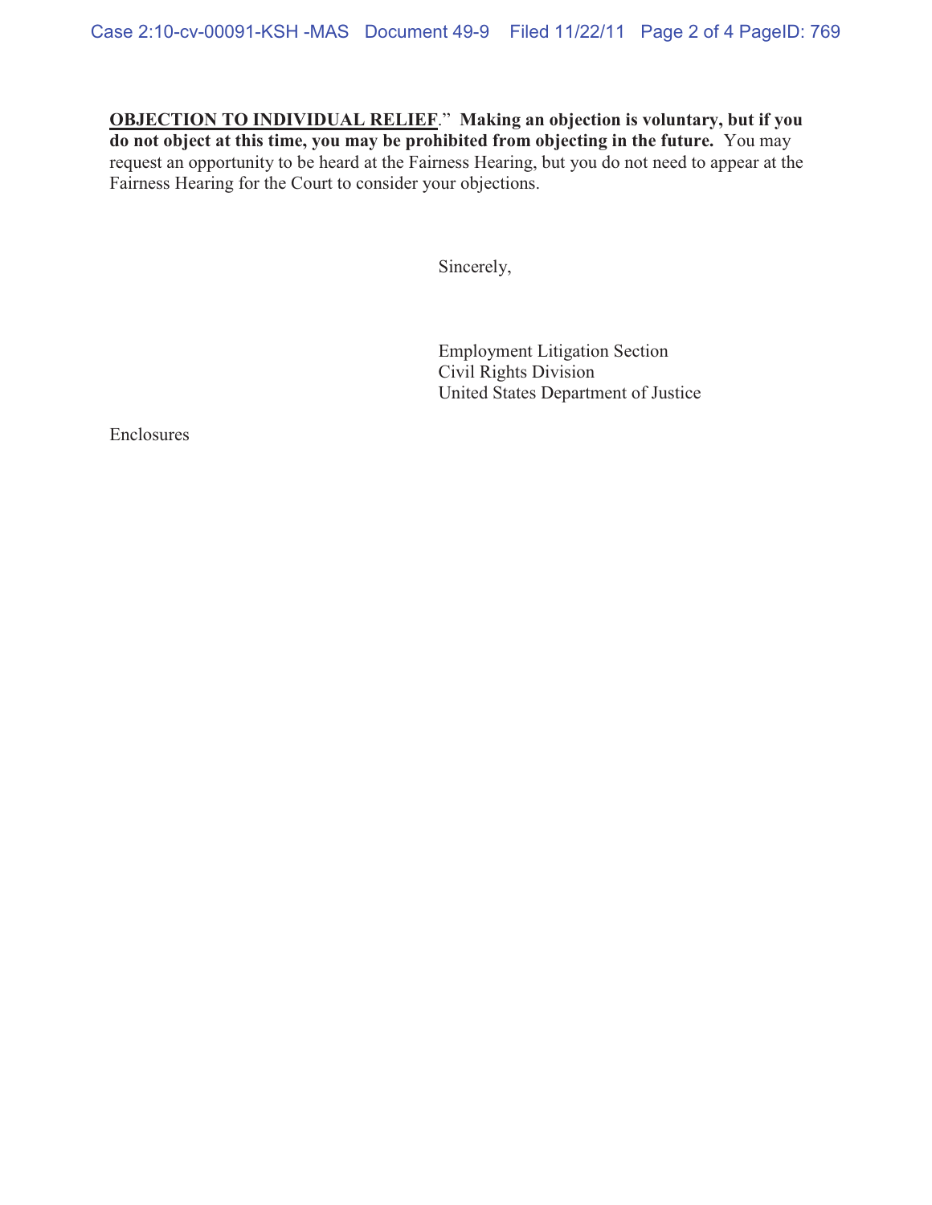**<u>OBJECTION TO INDIVIDUAL RELIEF</u>**." **Making an objection is voluntary, but if you do not object at this time, you may be prohibited from objecting in the future.** You may request an opportunity to be heard at the Fairness Hearing, but you do not need to appear at the Fairness Hearing for the Court to consider your objections.

Sincerely,

Employment Litigation Section
Civil Rights Division
United States Department of Justice

Enclosures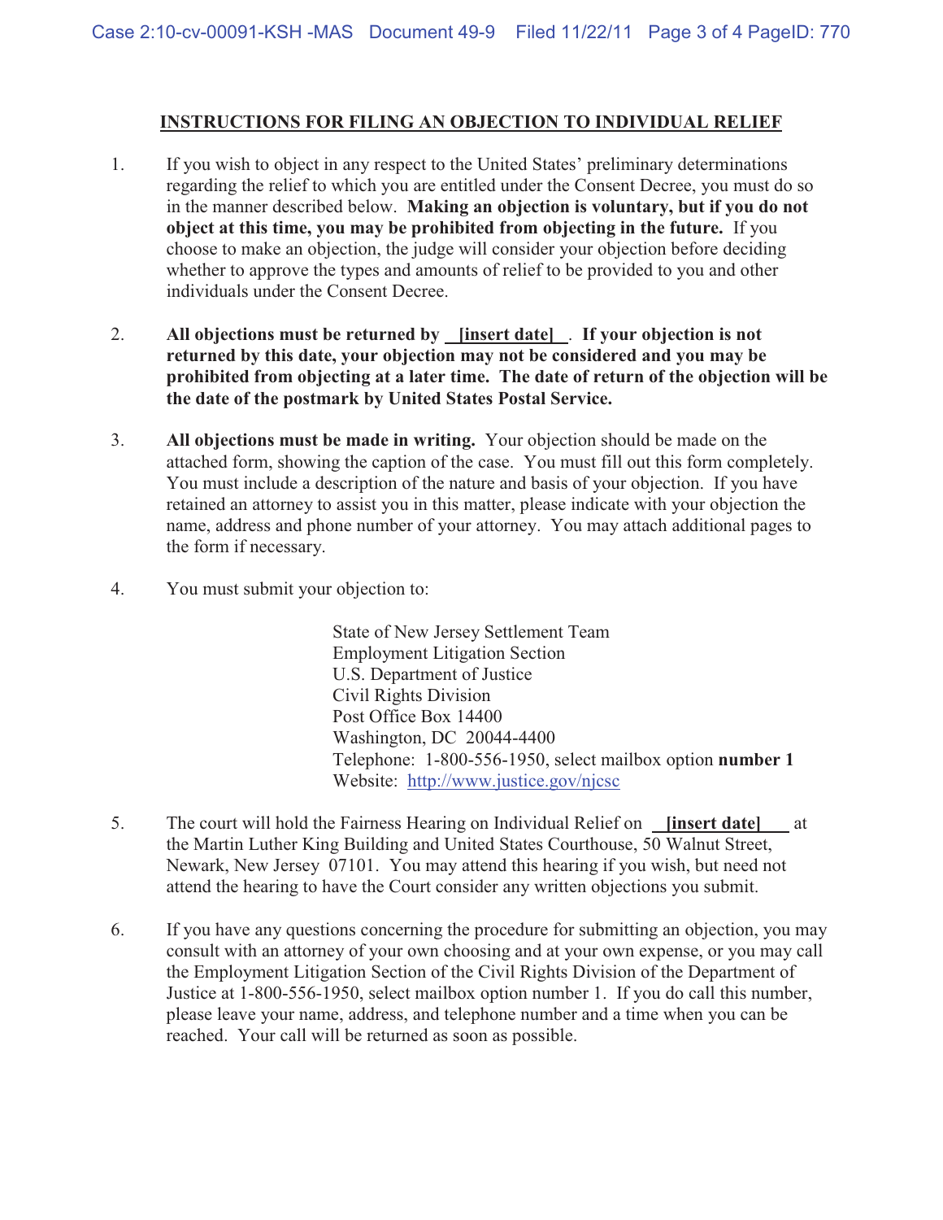## INSTRUCTIONS FOR FILING AN OBJECTION TO INDIVIDUAL RELIEF

1. If you wish to object in any respect to the United States' preliminary determinations regarding the relief to which you are entitled under the Consent Decree, you must do so in the manner described below. **Making an objection is voluntary, but if you do not object at this time, you may be prohibited from objecting in the future.** If you choose to make an objection, the judge will consider your objection before deciding whether to approve the types and amounts of relief to be provided to you and other individuals under the Consent Decree.

2. **All objections must be returned by __[insert date]__. If your objection is not returned by this date, your objection may not be considered and you may be prohibited from objecting at a later time. The date of return of the objection will be the date of the postmark by United States Postal Service.**

3. **All objections must be made in writing.** Your objection should be made on the attached form, showing the caption of the case. You must fill out this form completely. You must include a description of the nature and basis of your objection. If you have retained an attorney to assist you in this matter, please indicate with your objection the name, address and phone number of your attorney. You may attach additional pages to the form if necessary.

4. You must submit your objection to:

   State of New Jersey Settlement Team
   Employment Litigation Section
   U.S. Department of Justice
   Civil Rights Division
   Post Office Box 14400
   Washington, DC 20044-4400
   Telephone: 1-800-556-1950, select mailbox option **number 1**
   Website: http://www.justice.gov/njcsc

5. The court will hold the Fairness Hearing on Individual Relief on **__[insert date]__** at the Martin Luther King Building and United States Courthouse, 50 Walnut Street, Newark, New Jersey 07101. You may attend this hearing if you wish, but need not attend the hearing to have the Court consider any written objections you submit.

6. If you have any questions concerning the procedure for submitting an objection, you may consult with an attorney of your own choosing and at your own expense, or you may call the Employment Litigation Section of the Civil Rights Division of the Department of Justice at 1-800-556-1950, select mailbox option number 1. If you do call this number, please leave your name, address, and telephone number and a time when you can be reached. Your call will be returned as soon as possible.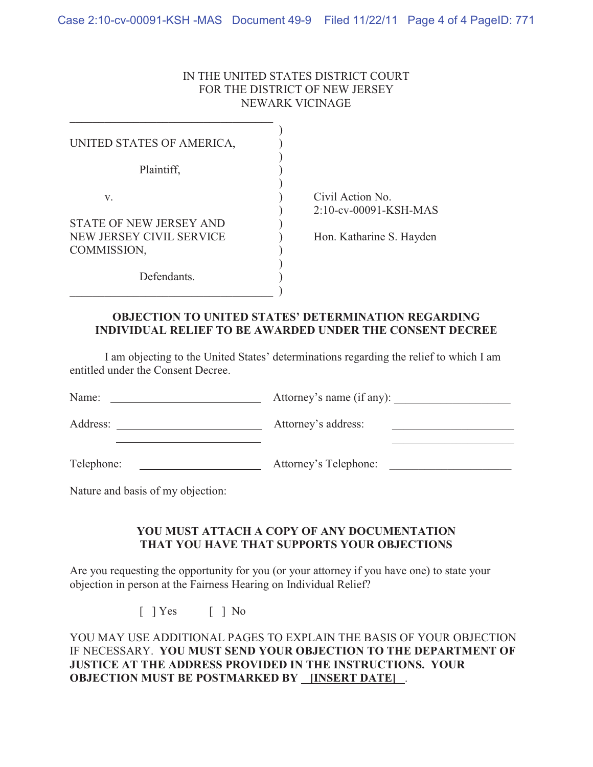IN THE UNITED STATES DISTRICT COURT
FOR THE DISTRICT OF NEW JERSEY
NEWARK VICINAGE

| | |
|---|---|
| UNITED STATES OF AMERICA,<br><br>Plaintiff,<br><br>v.<br><br>STATE OF NEW JERSEY AND NEW JERSEY CIVIL SERVICE COMMISSION,<br><br>Defendants. | Civil Action No.<br>2:10-cv-00091-KSH-MAS<br><br>Hon. Katharine S. Hayden |

**OBJECTION TO UNITED STATES' DETERMINATION REGARDING INDIVIDUAL RELIEF TO BE AWARDED UNDER THE CONSENT DECREE**

I am objecting to the United States' determinations regarding the relief to which I am entitled under the Consent Decree.

Name: ______________________ Attorney's name (if any): ____________________

Address: ______________________ Attorney's address: ____________________
______________________ ____________________

Telephone: ____________________ Attorney's Telephone: ____________________

Nature and basis of my objection:

**YOU MUST ATTACH A COPY OF ANY DOCUMENTATION THAT YOU HAVE THAT SUPPORTS YOUR OBJECTIONS**

Are you requesting the opportunity for you (or your attorney if you have one) to state your objection in person at the Fairness Hearing on Individual Relief?

[ ] Yes [ ] No

YOU MAY USE ADDITIONAL PAGES TO EXPLAIN THE BASIS OF YOUR OBJECTION IF NECESSARY. **YOU MUST SEND YOUR OBJECTION TO THE DEPARTMENT OF JUSTICE AT THE ADDRESS PROVIDED IN THE INSTRUCTIONS. YOUR OBJECTION MUST BE POSTMARKED BY [INSERT DATE] .**